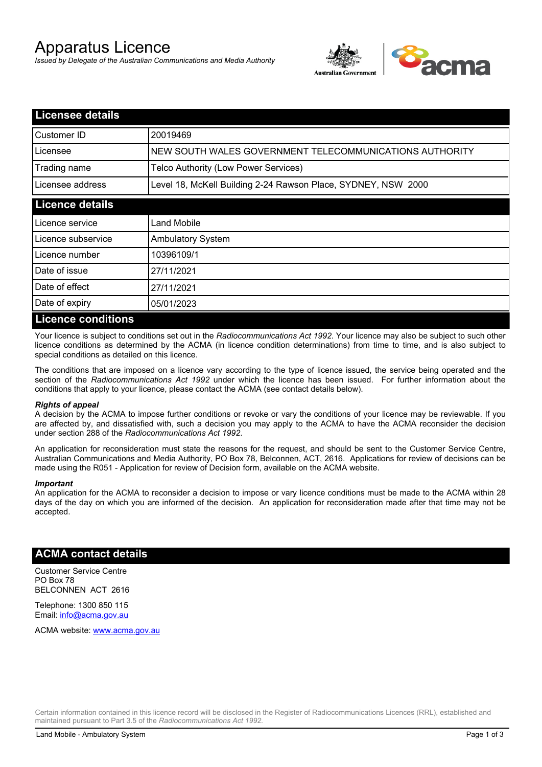# Apparatus Licence

*Issued by Delegate of the Australian Communications and Media Authority*

## Licensee details

| | |
|---|---|
| Customer ID | 20019469 |
| Licensee | NEW SOUTH WALES GOVERNMENT TELECOMMUNICATIONS AUTHORITY |
| Trading name | Telco Authority (Low Power Services) |
| Licensee address | Level 18, McKell Building 2-24 Rawson Place, SYDNEY, NSW 2000 |

## Licence details

| | |
|---|---|
| Licence service | Land Mobile |
| Licence subservice | Ambulatory System |
| Licence number | 10396109/1 |
| Date of issue | 27/11/2021 |
| Date of effect | 27/11/2021 |
| Date of expiry | 05/01/2023 |

## Licence conditions

Your licence is subject to conditions set out in the *Radiocommunications Act 1992*. Your licence may also be subject to such other licence conditions as determined by the ACMA (in licence condition determinations) from time to time, and is also subject to special conditions as detailed on this licence.

The conditions that are imposed on a licence vary according to the type of licence issued, the service being operated and the section of the *Radiocommunications Act 1992* under which the licence has been issued. For further information about the conditions that apply to your licence, please contact the ACMA (see contact details below).

#### *Rights of appeal*

A decision by the ACMA to impose further conditions or revoke or vary the conditions of your licence may be reviewable. If you are affected by, and dissatisfied with, such a decision you may apply to the ACMA to have the ACMA reconsider the decision under section 288 of the *Radiocommunications Act 1992*.

An application for reconsideration must state the reasons for the request, and should be sent to the Customer Service Centre, Australian Communications and Media Authority, PO Box 78, Belconnen, ACT, 2616. Applications for review of decisions can be made using the R051 - Application for review of Decision form, available on the ACMA website.

#### *Important*

An application for the ACMA to reconsider a decision to impose or vary licence conditions must be made to the ACMA within 28 days of the day on which you are informed of the decision. An application for reconsideration made after that time may not be accepted.

## ACMA contact details

Customer Service Centre
PO Box 78
BELCONNEN ACT 2616

Telephone: 1300 850 115
Email: info@acma.gov.au

ACMA website: www.acma.gov.au

Certain information contained in this licence record will be disclosed in the Register of Radiocommunications Licences (RRL), established and maintained pursuant to Part 3.5 of the *Radiocommunications Act 1992.*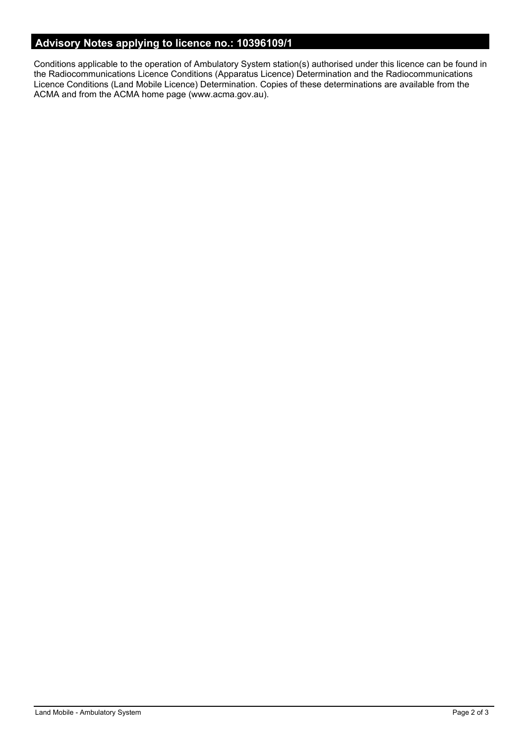## Advisory Notes applying to licence no.: 10396109/1

Conditions applicable to the operation of Ambulatory System station(s) authorised under this licence can be found in the Radiocommunications Licence Conditions (Apparatus Licence) Determination and the Radiocommunications Licence Conditions (Land Mobile Licence) Determination. Copies of these determinations are available from the ACMA and from the ACMA home page (www.acma.gov.au).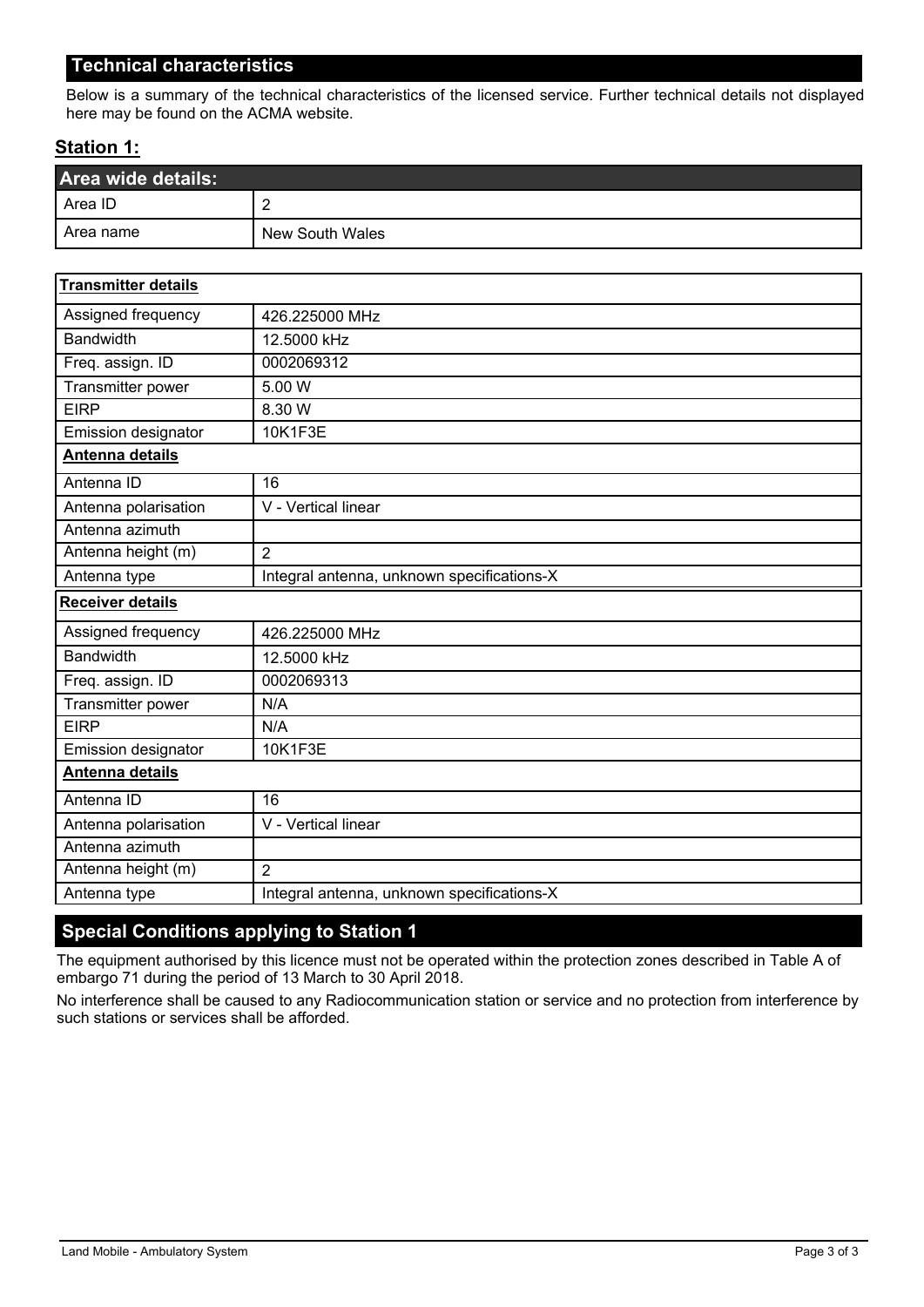## Technical characteristics

Below is a summary of the technical characteristics of the licensed service. Further technical details not displayed here may be found on the ACMA website.

### Station 1:

| Area wide details: | |
|---|---|
| Area ID | 2 |
| Area name | New South Wales |

| Transmitter details | |
|---|---|
| Assigned frequency | 426.225000 MHz |
| Bandwidth | 12.5000 kHz |
| Freq. assign. ID | 0002069312 |
| Transmitter power | 5.00 W |
| EIRP | 8.30 W |
| Emission designator | 10K1F3E |
| **Antenna details** | |
| Antenna ID | 16 |
| Antenna polarisation | V - Vertical linear |
| Antenna azimuth | |
| Antenna height (m) | 2 |
| Antenna type | Integral antenna, unknown specifications-X |

| Receiver details | |
|---|---|
| Assigned frequency | 426.225000 MHz |
| Bandwidth | 12.5000 kHz |
| Freq. assign. ID | 0002069313 |
| Transmitter power | N/A |
| EIRP | N/A |
| Emission designator | 10K1F3E |
| **Antenna details** | |
| Antenna ID | 16 |
| Antenna polarisation | V - Vertical linear |
| Antenna azimuth | |
| Antenna height (m) | 2 |
| Antenna type | Integral antenna, unknown specifications-X |

## Special Conditions applying to Station 1

The equipment authorised by this licence must not be operated within the protection zones described in Table A of embargo 71 during the period of 13 March to 30 April 2018.

No interference shall be caused to any Radiocommunication station or service and no protection from interference by such stations or services shall be afforded.